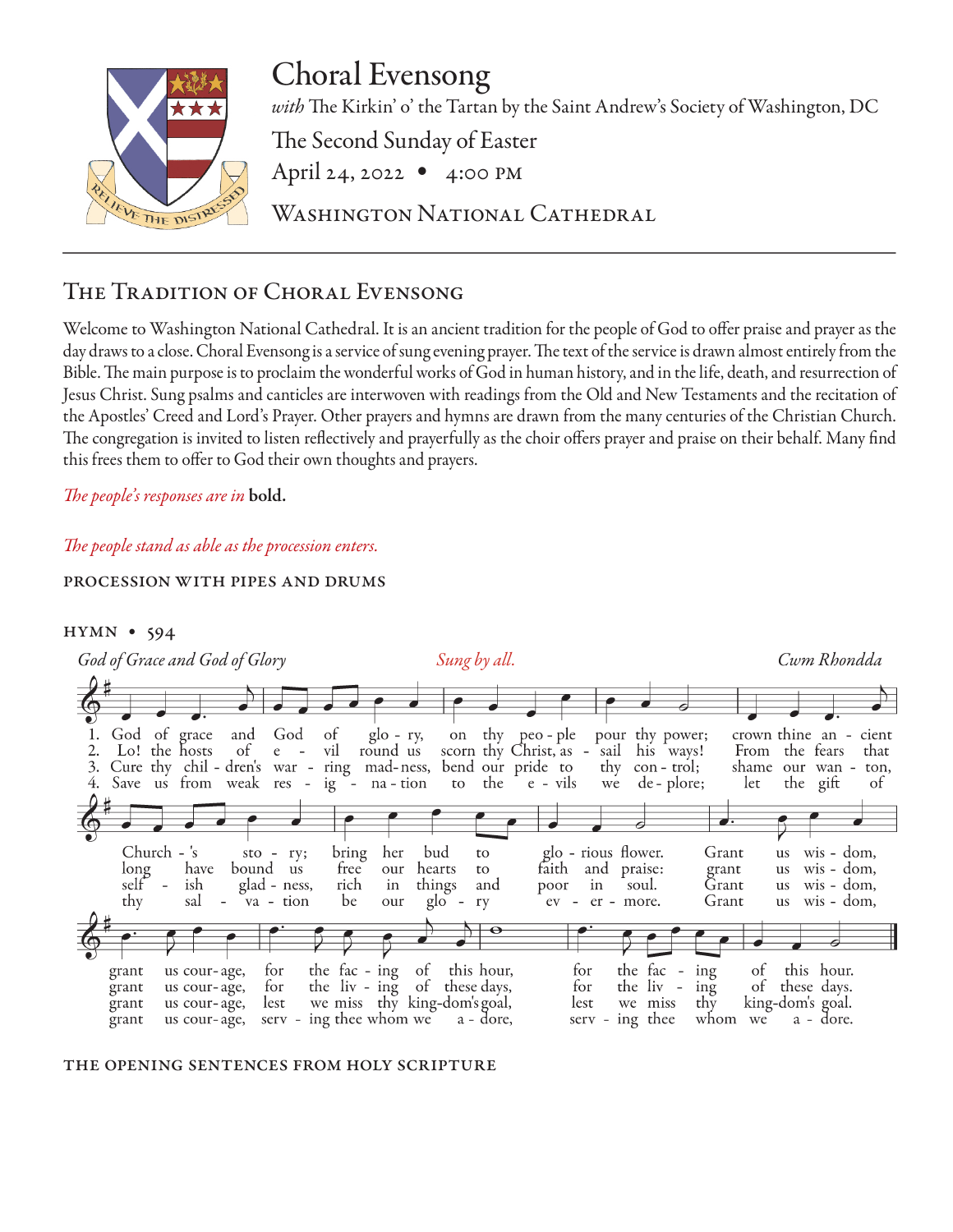# Choral Evensong

*with* The Kirkin' o' the Tartan by the Saint Andrew's Society of Washington, DC

The Second Sunday of Easter

April 24, 2022 • 4:00 PM

WASHINGTON NATIONAL CATHEDRAL

## THE TRADITION OF CHORAL EVENSONG

Welcome to Washington National Cathedral. It is an ancient tradition for the people of God to offer praise and prayer as the day draws to a close. Choral Evensong is a service of sung evening prayer. The text of the service is drawn almost entirely from the Bible. The main purpose is to proclaim the wonderful works of God in human history, and in the life, death, and resurrection of Jesus Christ. Sung psalms and canticles are interwoven with readings from the Old and New Testaments and the recitation of the Apostles' Creed and Lord's Prayer. Other prayers and hymns are drawn from the many centuries of the Christian Church. The congregation is invited to listen reflectively and prayerfully as the choir offers prayer and praise on their behalf. Many find this frees them to offer to God their own thoughts and prayers.

*The people's responses are in* **bold.**

*The people stand as able as the procession enters.*

PROCESSION WITH PIPES AND DRUMS

HYMN • 594

*God of Grace and God of Glory* *Sung by all.* *Cwm Rhondda*

1. God of grace and God of glory, on thy people pour thy power; crown thine ancient Church's story; bring her bud to glorious flower. Grant us wisdom, grant us courage, for the facing of this hour, for the facing of this hour.
2. Lo! the hosts of evil round us scorn thy Christ, assail his ways! From the fears that long have bound us free our hearts to faith and praise: grant us wisdom, grant us courage, for the living of these days, for the living of these days.
3. Cure thy children's warring madness, bend our pride to thy control; shame our wanton, selfish gladness, rich in things and poor in soul. Grant us wisdom, grant us courage, lest we miss thy kingdom's goal, lest we miss thy kingdom's goal.
4. Save us from weak resignation to the evils we deplore; let the gift of thy salvation be our glory evermore. Grant us wisdom, grant us courage, serving thee whom we adore, serving thee whom we adore.

THE OPENING SENTENCES FROM HOLY SCRIPTURE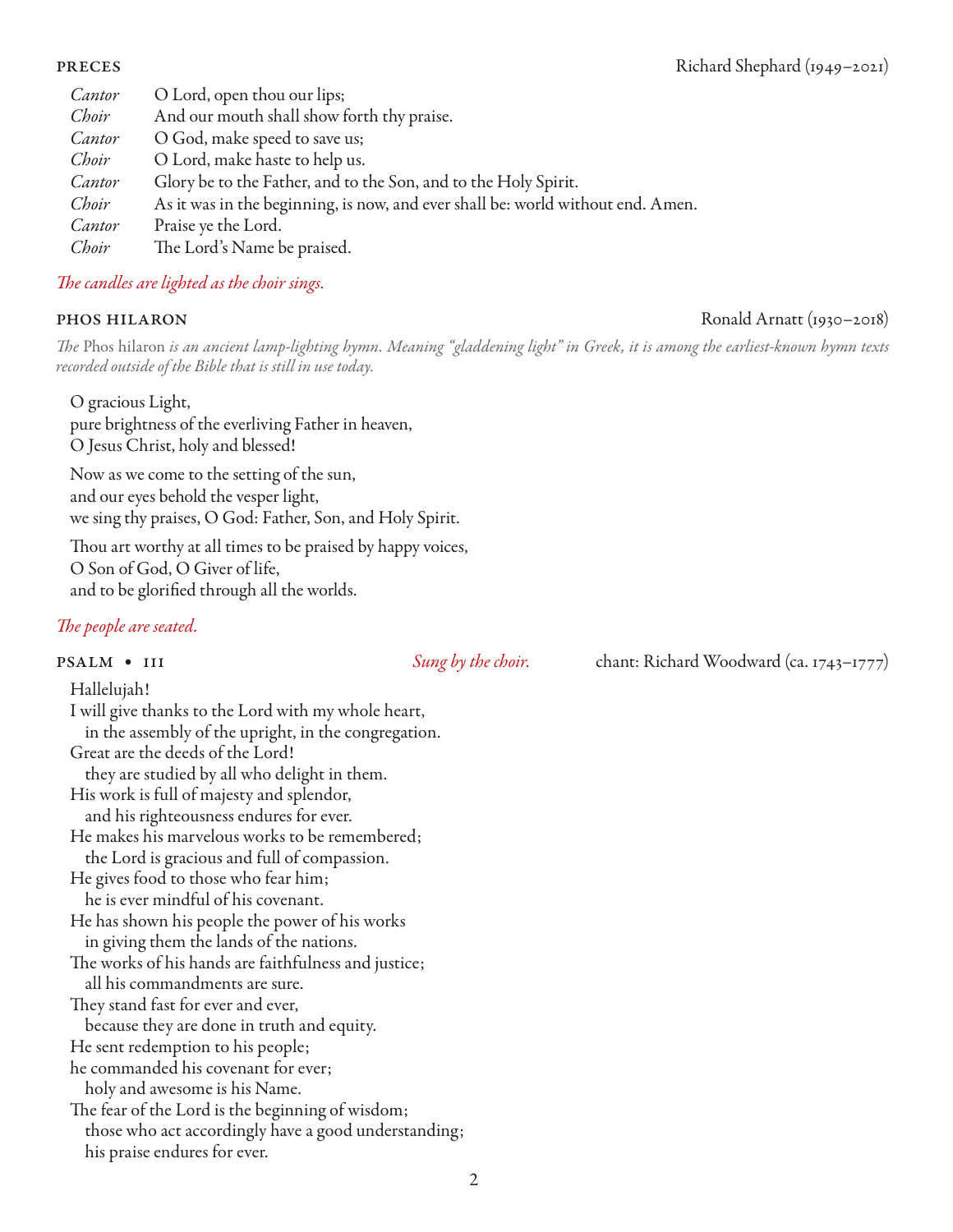## PRECES

Richard Shephard (1949–2021)

| | |
|---|---|
| *Cantor* | O Lord, open thou our lips; |
| *Choir* | And our mouth shall show forth thy praise. |
| *Cantor* | O God, make speed to save us; |
| *Choir* | O Lord, make haste to help us. |
| *Cantor* | Glory be to the Father, and to the Son, and to the Holy Spirit. |
| *Choir* | As it was in the beginning, is now, and ever shall be: world without end. Amen. |
| *Cantor* | Praise ye the Lord. |
| *Choir* | The Lord's Name be praised. |

*The candles are lighted as the choir sings.*

## PHOS HILARON

Ronald Arnatt (1930–2018)

*The* Phos hilaron *is an ancient lamp-lighting hymn. Meaning "gladdening light" in Greek, it is among the earliest-known hymn texts recorded outside of the Bible that is still in use today.*

O gracious Light,
pure brightness of the everliving Father in heaven,
O Jesus Christ, holy and blessed!

Now as we come to the setting of the sun,
and our eyes behold the vesper light,
we sing thy praises, O God: Father, Son, and Holy Spirit.

Thou art worthy at all times to be praised by happy voices,
O Son of God, O Giver of life,
and to be glorified through all the worlds.

*The people are seated.*

## PSALM • 111

*Sung by the choir.*

chant: Richard Woodward (ca. 1743–1777)

Hallelujah!
I will give thanks to the Lord with my whole heart,
  in the assembly of the upright, in the congregation.
Great are the deeds of the Lord!
  they are studied by all who delight in them.
His work is full of majesty and splendor,
  and his righteousness endures for ever.
He makes his marvelous works to be remembered;
  the Lord is gracious and full of compassion.
He gives food to those who fear him;
  he is ever mindful of his covenant.
He has shown his people the power of his works
  in giving them the lands of the nations.
The works of his hands are faithfulness and justice;
  all his commandments are sure.
They stand fast for ever and ever,
  because they are done in truth and equity.
He sent redemption to his people;
he commanded his covenant for ever;
  holy and awesome is his Name.
The fear of the Lord is the beginning of wisdom;
  those who act accordingly have a good understanding;
  his praise endures for ever.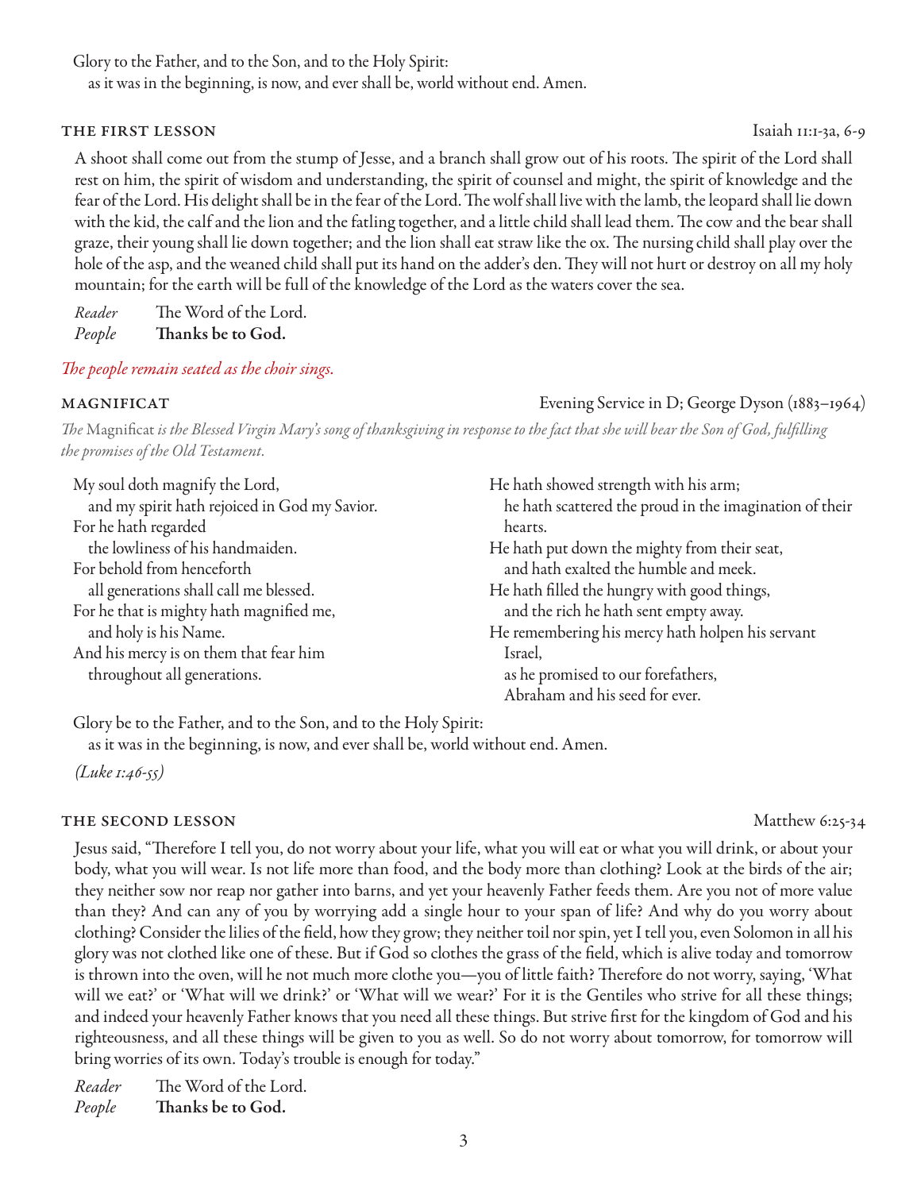Glory to the Father, and to the Son, and to the Holy Spirit:
as it was in the beginning, is now, and ever shall be, world without end. Amen.

### THE FIRST LESSON — Isaiah 11:1-3a, 6-9

A shoot shall come out from the stump of Jesse, and a branch shall grow out of his roots. The spirit of the Lord shall rest on him, the spirit of wisdom and understanding, the spirit of counsel and might, the spirit of knowledge and the fear of the Lord. His delight shall be in the fear of the Lord. The wolf shall live with the lamb, the leopard shall lie down with the kid, the calf and the lion and the fatling together, and a little child shall lead them. The cow and the bear shall graze, their young shall lie down together; and the lion shall eat straw like the ox. The nursing child shall play over the hole of the asp, and the weaned child shall put its hand on the adder's den. They will not hurt or destroy on all my holy mountain; for the earth will be full of the knowledge of the Lord as the waters cover the sea.

*Reader* The Word of the Lord.
*People* **Thanks be to God.**

*The people remain seated as the choir sings.*

### MAGNIFICAT — Evening Service in D; George Dyson (1883–1964)

*The* Magnificat *is the Blessed Virgin Mary's song of thanksgiving in response to the fact that she will bear the Son of God, fulfilling the promises of the Old Testament.*

My soul doth magnify the Lord,
and my spirit hath rejoiced in God my Savior.
For he hath regarded
the lowliness of his handmaiden.
For behold from henceforth
all generations shall call me blessed.
For he that is mighty hath magnified me,
and holy is his Name.
And his mercy is on them that fear him
throughout all generations.
He hath showed strength with his arm;
he hath scattered the proud in the imagination of their hearts.
He hath put down the mighty from their seat,
and hath exalted the humble and meek.
He hath filled the hungry with good things,
and the rich he hath sent empty away.
He remembering his mercy hath holpen his servant Israel,
as he promised to our forefathers,
Abraham and his seed for ever.

Glory be to the Father, and to the Son, and to the Holy Spirit:
as it was in the beginning, is now, and ever shall be, world without end. Amen.

*(Luke 1:46-55)*

### THE SECOND LESSON — Matthew 6:25-34

Jesus said, "Therefore I tell you, do not worry about your life, what you will eat or what you will drink, or about your body, what you will wear. Is not life more than food, and the body more than clothing? Look at the birds of the air; they neither sow nor reap nor gather into barns, and yet your heavenly Father feeds them. Are you not of more value than they? And can any of you by worrying add a single hour to your span of life? And why do you worry about clothing? Consider the lilies of the field, how they grow; they neither toil nor spin, yet I tell you, even Solomon in all his glory was not clothed like one of these. But if God so clothes the grass of the field, which is alive today and tomorrow is thrown into the oven, will he not much more clothe you—you of little faith? Therefore do not worry, saying, 'What will we eat?' or 'What will we drink?' or 'What will we wear?' For it is the Gentiles who strive for all these things; and indeed your heavenly Father knows that you need all these things. But strive first for the kingdom of God and his righteousness, and all these things will be given to you as well. So do not worry about tomorrow, for tomorrow will bring worries of its own. Today's trouble is enough for today."

*Reader* The Word of the Lord.
*People* **Thanks be to God.**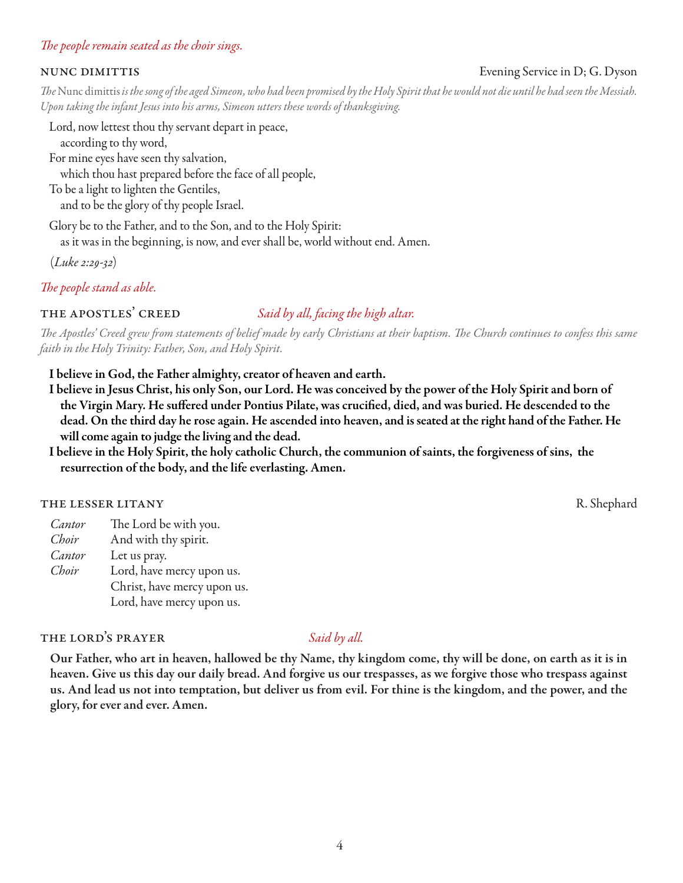*The people remain seated as the choir sings.*

## NUNC DIMITTIS

Evening Service in D; G. Dyson

*The* Nunc dimittis *is the song of the aged Simeon, who had been promised by the Holy Spirit that he would not die until he had seen the Messiah. Upon taking the infant Jesus into his arms, Simeon utters these words of thanksgiving.*

Lord, now lettest thou thy servant depart in peace,
according to thy word,
For mine eyes have seen thy salvation,
which thou hast prepared before the face of all people,
To be a light to lighten the Gentiles,
and to be the glory of thy people Israel.

Glory be to the Father, and to the Son, and to the Holy Spirit:
as it was in the beginning, is now, and ever shall be, world without end. Amen.

(*Luke 2:29-32*)

*The people stand as able.*

## THE APOSTLES' CREED

*Said by all, facing the high altar.*

*The Apostles' Creed grew from statements of belief made by early Christians at their baptism. The Church continues to confess this same faith in the Holy Trinity: Father, Son, and Holy Spirit.*

**I believe in God, the Father almighty, creator of heaven and earth.**

**I believe in Jesus Christ, his only Son, our Lord. He was conceived by the power of the Holy Spirit and born of the Virgin Mary. He suffered under Pontius Pilate, was crucified, died, and was buried. He descended to the dead. On the third day he rose again. He ascended into heaven, and is seated at the right hand of the Father. He will come again to judge the living and the dead.**

**I believe in the Holy Spirit, the holy catholic Church, the communion of saints, the forgiveness of sins, the resurrection of the body, and the life everlasting. Amen.**

## THE LESSER LITANY

R. Shephard

*Cantor* The Lord be with you.
*Choir* And with thy spirit.
*Cantor* Let us pray.
*Choir* Lord, have mercy upon us.
Christ, have mercy upon us.
Lord, have mercy upon us.

## THE LORD'S PRAYER

*Said by all.*

**Our Father, who art in heaven, hallowed be thy Name, thy kingdom come, thy will be done, on earth as it is in heaven. Give us this day our daily bread. And forgive us our trespasses, as we forgive those who trespass against us. And lead us not into temptation, but deliver us from evil. For thine is the kingdom, and the power, and the glory, for ever and ever. Amen.**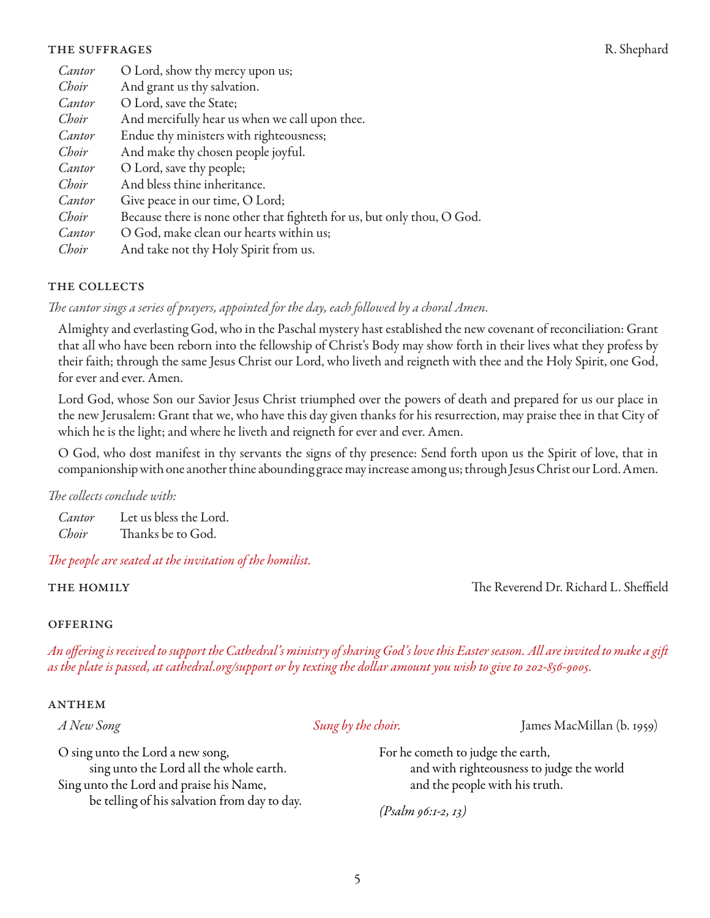### THE SUFFRAGES

R. Shephard

*Cantor* O Lord, show thy mercy upon us;
*Choir* And grant us thy salvation.
*Cantor* O Lord, save the State;
*Choir* And mercifully hear us when we call upon thee.
*Cantor* Endue thy ministers with righteousness;
*Choir* And make thy chosen people joyful.
*Cantor* O Lord, save thy people;
*Choir* And bless thine inheritance.
*Cantor* Give peace in our time, O Lord;
*Choir* Because there is none other that fighteth for us, but only thou, O God.
*Cantor* O God, make clean our hearts within us;
*Choir* And take not thy Holy Spirit from us.

### THE COLLECTS

*The cantor sings a series of prayers, appointed for the day, each followed by a choral Amen.*

Almighty and everlasting God, who in the Paschal mystery hast established the new covenant of reconciliation: Grant that all who have been reborn into the fellowship of Christ's Body may show forth in their lives what they profess by their faith; through the same Jesus Christ our Lord, who liveth and reigneth with thee and the Holy Spirit, one God, for ever and ever. Amen.

Lord God, whose Son our Savior Jesus Christ triumphed over the powers of death and prepared for us our place in the new Jerusalem: Grant that we, who have this day given thanks for his resurrection, may praise thee in that City of which he is the light; and where he liveth and reigneth for ever and ever. Amen.

O God, who dost manifest in thy servants the signs of thy presence: Send forth upon us the Spirit of love, that in companionship with one another thine abounding grace may increase among us; through Jesus Christ our Lord. Amen.

*The collects conclude with:*

*Cantor* Let us bless the Lord.
*Choir* Thanks be to God.

*The people are seated at the invitation of the homilist.*

### THE HOMILY

The Reverend Dr. Richard L. Sheffield

### OFFERING

*An offering is received to support the Cathedral's ministry of sharing God's love this Easter season. All are invited to make a gift as the plate is passed, at cathedral.org/support or by texting the dollar amount you wish to give to 202-856-9005.*

### ANTHEM

*A New Song* — *Sung by the choir.* — James MacMillan (b. 1959)

O sing unto the Lord a new song,
sing unto the Lord all the whole earth.
Sing unto the Lord and praise his Name,
be telling of his salvation from day to day.

For he cometh to judge the earth,
and with righteousness to judge the world
and the people with his truth.

*(Psalm 96:1-2, 13)*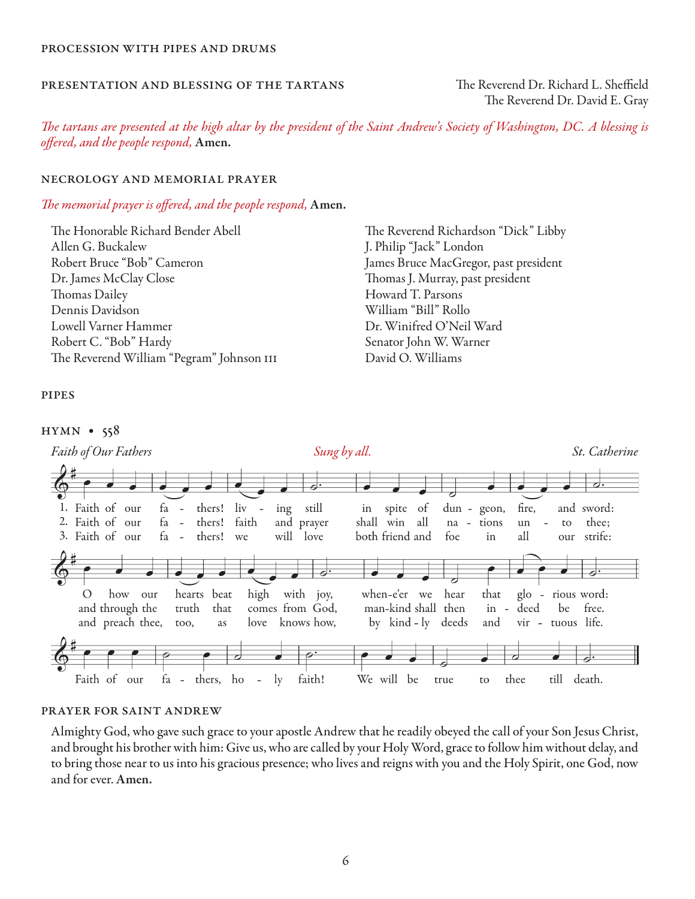## PROCESSION WITH PIPES AND DRUMS

## PRESENTATION AND BLESSING OF THE TARTANS

The Reverend Dr. Richard L. Sheffield
The Reverend Dr. David E. Gray

*The tartans are presented at the high altar by the president of the Saint Andrew's Society of Washington, DC. A blessing is offered, and the people respond,* **Amen.**

## NECROLOGY AND MEMORIAL PRAYER

*The memorial prayer is offered, and the people respond,* **Amen.**

The Honorable Richard Bender Abell
Allen G. Buckalew
Robert Bruce "Bob" Cameron
Dr. James McClay Close
Thomas Dailey
Dennis Davidson
Lowell Varner Hammer
Robert C. "Bob" Hardy
The Reverend William "Pegram" Johnson III
The Reverend Richardson "Dick" Libby
J. Philip "Jack" London
James Bruce MacGregor, past president
Thomas J. Murray, past president
Howard T. Parsons
William "Bill" Rollo
Dr. Winifred O'Neil Ward
Senator John W. Warner
David O. Williams

## PIPES

## HYMN • 558

*Faith of Our Fathers* *Sung by all.* *St. Catherine*

1. Faith of our fathers! living still in spite of dungeon, fire, and sword: O how our hearts beat high with joy, when-e'er we hear that glorious word: Faith of our fathers, holy faith! We will be true to thee till death.

2. Faith of our fathers! faith and prayer shall win all nations unto thee; and through the truth that comes from God, man-kind shall then indeed be free. Faith of our fathers, holy faith! We will be true to thee till death.

3. Faith of our fathers! we will love both friend and foe in all our strife: and preach thee, too, as love knows how, by kindly deeds and virtuous life. Faith of our fathers, holy faith! We will be true to thee till death.

## PRAYER FOR SAINT ANDREW

Almighty God, who gave such grace to your apostle Andrew that he readily obeyed the call of your Son Jesus Christ, and brought his brother with him: Give us, who are called by your Holy Word, grace to follow him without delay, and to bring those near to us into his gracious presence; who lives and reigns with you and the Holy Spirit, one God, now and for ever. **Amen.**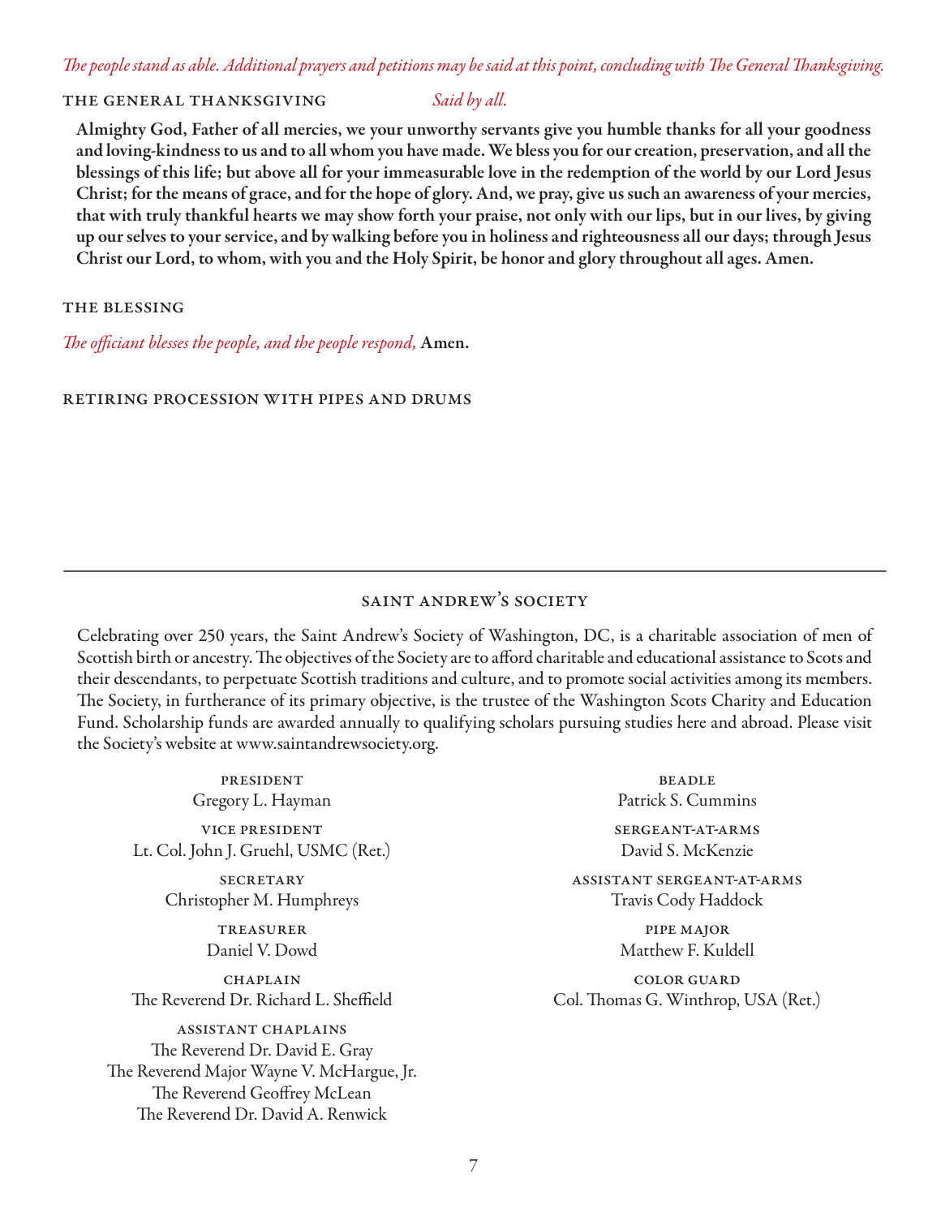*The people stand as able. Additional prayers and petitions may be said at this point, concluding with The General Thanksgiving.*

### THE GENERAL THANKSGIVING *Said by all.*

**Almighty God, Father of all mercies, we your unworthy servants give you humble thanks for all your goodness and loving-kindness to us and to all whom you have made. We bless you for our creation, preservation, and all the blessings of this life; but above all for your immeasurable love in the redemption of the world by our Lord Jesus Christ; for the means of grace, and for the hope of glory. And, we pray, give us such an awareness of your mercies, that with truly thankful hearts we may show forth your praise, not only with our lips, but in our lives, by giving up our selves to your service, and by walking before you in holiness and righteousness all our days; through Jesus Christ our Lord, to whom, with you and the Holy Spirit, be honor and glory throughout all ages. Amen.**

### THE BLESSING

*The officiant blesses the people, and the people respond,* **Amen.**

### RETIRING PROCESSION WITH PIPES AND DRUMS

---

## SAINT ANDREW'S SOCIETY

Celebrating over 250 years, the Saint Andrew's Society of Washington, DC, is a charitable association of men of Scottish birth or ancestry. The objectives of the Society are to afford charitable and educational assistance to Scots and their descendants, to perpetuate Scottish traditions and culture, and to promote social activities among its members. The Society, in furtherance of its primary objective, is the trustee of the Washington Scots Charity and Education Fund. Scholarship funds are awarded annually to qualifying scholars pursuing studies here and abroad. Please visit the Society's website at www.saintandrewsociety.org.

PRESIDENT
Gregory L. Hayman

VICE PRESIDENT
Lt. Col. John J. Gruehl, USMC (Ret.)

SECRETARY
Christopher M. Humphreys

TREASURER
Daniel V. Dowd

CHAPLAIN
The Reverend Dr. Richard L. Sheffield

ASSISTANT CHAPLAINS
The Reverend Dr. David E. Gray
The Reverend Major Wayne V. McHargue, Jr.
The Reverend Geoffrey McLean
The Reverend Dr. David A. Renwick

BEADLE
Patrick S. Cummins

SERGEANT-AT-ARMS
David S. McKenzie

ASSISTANT SERGEANT-AT-ARMS
Travis Cody Haddock

PIPE MAJOR
Matthew F. Kuldell

COLOR GUARD
Col. Thomas G. Winthrop, USA (Ret.)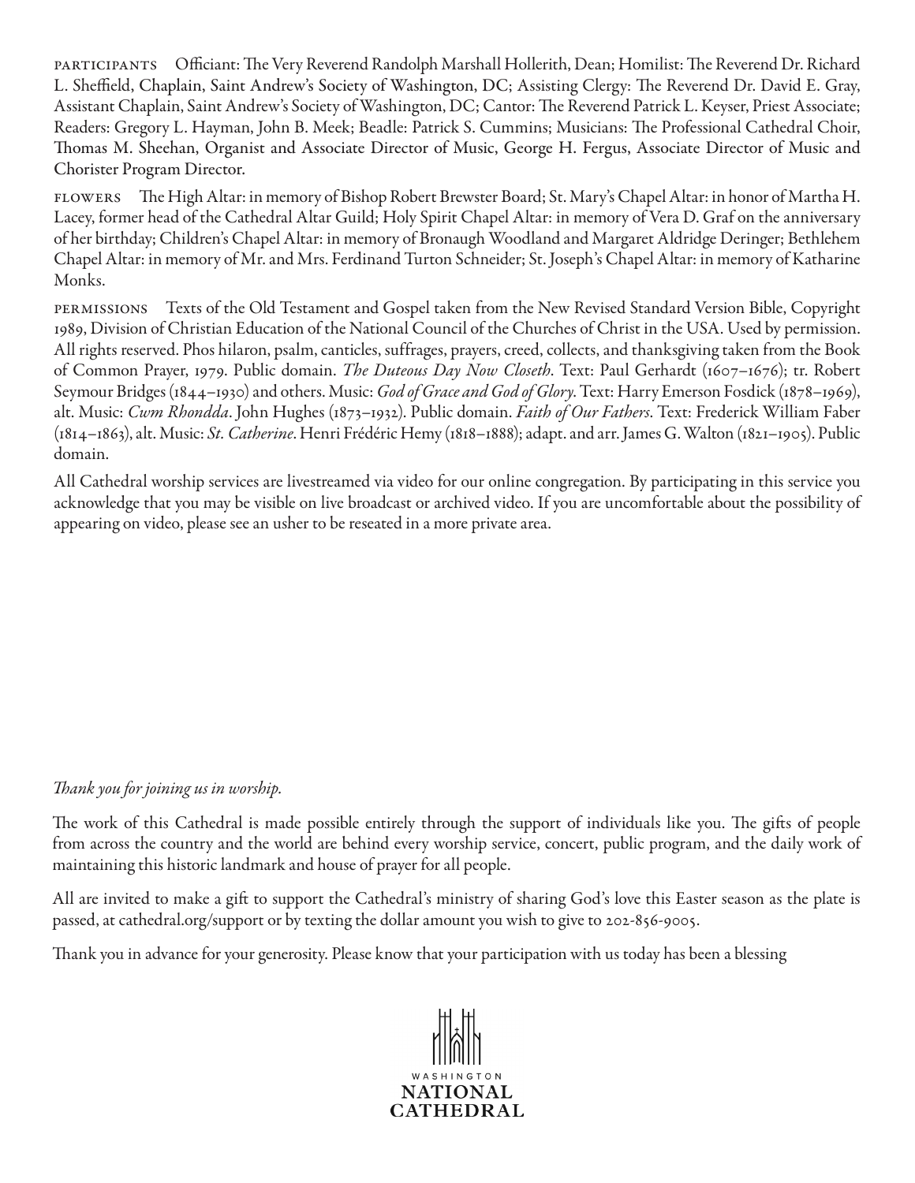PARTICIPANTS Officiant: The Very Reverend Randolph Marshall Hollerith, Dean; Homilist: The Reverend Dr. Richard L. Sheffield, Chaplain, Saint Andrew's Society of Washington, DC; Assisting Clergy: The Reverend Dr. David E. Gray, Assistant Chaplain, Saint Andrew's Society of Washington, DC; Cantor: The Reverend Patrick L. Keyser, Priest Associate; Readers: Gregory L. Hayman, John B. Meek; Beadle: Patrick S. Cummins; Musicians: The Professional Cathedral Choir, Thomas M. Sheehan, Organist and Associate Director of Music, George H. Fergus, Associate Director of Music and Chorister Program Director.

FLOWERS The High Altar: in memory of Bishop Robert Brewster Board; St. Mary's Chapel Altar: in honor of Martha H. Lacey, former head of the Cathedral Altar Guild; Holy Spirit Chapel Altar: in memory of Vera D. Graf on the anniversary of her birthday; Children's Chapel Altar: in memory of Bronaugh Woodland and Margaret Aldridge Deringer; Bethlehem Chapel Altar: in memory of Mr. and Mrs. Ferdinand Turton Schneider; St. Joseph's Chapel Altar: in memory of Katharine Monks.

PERMISSIONS Texts of the Old Testament and Gospel taken from the New Revised Standard Version Bible, Copyright 1989, Division of Christian Education of the National Council of the Churches of Christ in the USA. Used by permission. All rights reserved. Phos hilaron, psalm, canticles, suffrages, prayers, creed, collects, and thanksgiving taken from the Book of Common Prayer, 1979. Public domain. *The Duteous Day Now Closeth*. Text: Paul Gerhardt (1607–1676); tr. Robert Seymour Bridges (1844–1930) and others. Music: *God of Grace and God of Glory*. Text: Harry Emerson Fosdick (1878–1969), alt. Music: *Cwm Rhondda*. John Hughes (1873–1932). Public domain. *Faith of Our Fathers*. Text: Frederick William Faber (1814–1863), alt. Music: *St. Catherine*. Henri Frédéric Hemy (1818–1888); adapt. and arr. James G. Walton (1821–1905). Public domain.

All Cathedral worship services are livestreamed via video for our online congregation. By participating in this service you acknowledge that you may be visible on live broadcast or archived video. If you are uncomfortable about the possibility of appearing on video, please see an usher to be reseated in a more private area.

*Thank you for joining us in worship.*

The work of this Cathedral is made possible entirely through the support of individuals like you. The gifts of people from across the country and the world are behind every worship service, concert, public program, and the daily work of maintaining this historic landmark and house of prayer for all people.

All are invited to make a gift to support the Cathedral's ministry of sharing God's love this Easter season as the plate is passed, at cathedral.org/support or by texting the dollar amount you wish to give to 202-856-9005.

Thank you in advance for your generosity. Please know that your participation with us today has been a blessing

WASHINGTON
NATIONAL
CATHEDRAL